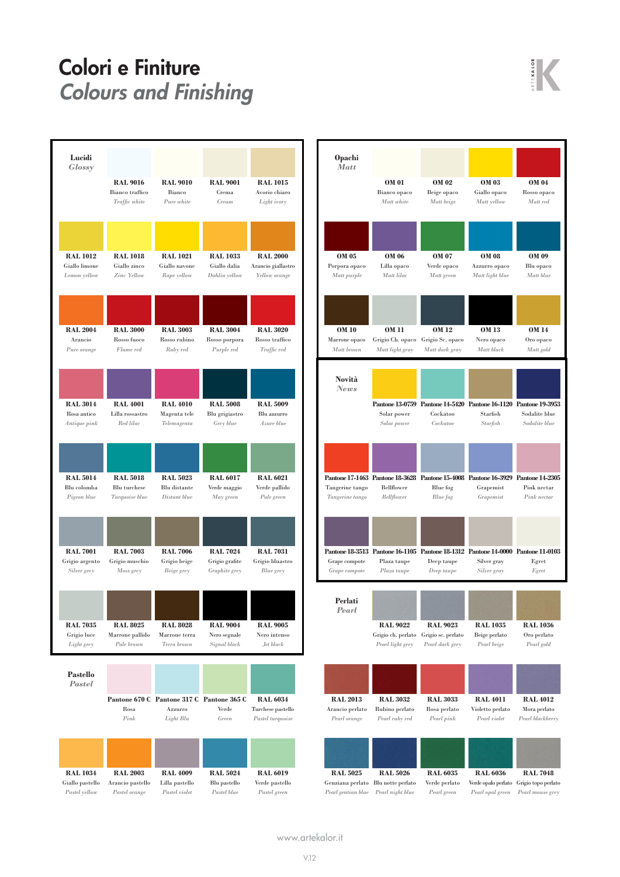# Colori e Finiture
## *Colours and Finishing*

### Lucidi / *Glossy*

| Code | Italiano | English |
|---|---|---|
| RAL 9016 | Bianco traffico | *Traffic white* |
| RAL 9010 | Bianco | *Pure white* |
| RAL 9001 | Crema | *Cream* |
| RAL 1015 | Avorio chiaro | *Light ivory* |
| RAL 1012 | Giallo limone | *Lemon yellow* |
| RAL 1018 | Giallo zinco | *Zinc Yellow* |
| RAL 1021 | Giallo navone | *Rape yellow* |
| RAL 1033 | Giallo dalia | *Dahlia yellow* |
| RAL 2000 | Arancio giallastro | *Yellow orange* |
| RAL 2004 | Arancio | *Pure orange* |
| RAL 3000 | Rosso fuoco | *Flame red* |
| RAL 3003 | Rosso rubino | *Ruby red* |
| RAL 3004 | Rosso porpora | *Purple red* |
| RAL 3020 | Rosso traffico | *Traffic red* |
| RAL 3014 | Rosa antico | *Antique pink* |
| RAL 4001 | Lilla rossastro | *Red lilac* |
| RAL 4010 | Magenta tele | *Telemagenta* |
| RAL 5008 | Blu grigiastro | *Grey blue* |
| RAL 5009 | Blu azzurro | *Azure blue* |
| RAL 5014 | Blu colomba | *Pigeon blue* |
| RAL 5018 | Blu turchese | *Turquoise blue* |
| RAL 5023 | Blu distante | *Distant blue* |
| RAL 6017 | Verde maggio | *May green* |
| RAL 6021 | Verde pallido | *Pale green* |
| RAL 7001 | Grigio argento | *Silver grey* |
| RAL 7003 | Grigio muschio | *Moss grey* |
| RAL 7006 | Grigio beige | *Beige grey* |
| RAL 7024 | Grigio grafite | *Graphite grey* |
| RAL 7031 | Grigio bluastro | *Blue grey* |
| RAL 7035 | Grigio luce | *Light grey* |
| RAL 8025 | Marrone pallido | *Pale brown* |
| RAL 8028 | Marrone terra | *Terra brown* |
| RAL 9004 | Nero segnale | *Signal black* |
| RAL 9005 | Nero intenso | *Jet black* |

### Pastello / *Pastel*

| Code | Italiano | English |
|---|---|---|
| Pantone 670 C | Rosa | *Pink* |
| Pantone 317 C | Azzurro | *Light Blu* |
| Pantone 365 C | Verde | *Green* |
| RAL 6034 | Turchese pastello | *Pastel turquoise* |
| RAL 1034 | Giallo pastello | *Pastel yellow* |
| RAL 2003 | Arancio pastello | *Pastel orange* |
| RAL 4009 | Lilla pastello | *Pastel violet* |
| RAL 5024 | Blu pastello | *Pastel blue* |
| RAL 6019 | Verde pastello | *Pastel green* |

### Opachi / *Matt*

| Code | Italiano | English |
|---|---|---|
| OM 01 | Bianco opaco | *Matt white* |
| OM 02 | Beige opaco | *Matt beige* |
| OM 03 | Giallo opaco | *Matt yellow* |
| OM 04 | Rosso opaco | *Matt red* |
| OM 05 | Porpora opaco | *Matt purple* |
| OM 06 | Lilla opaco | *Matt lilac* |
| OM 07 | Verde opaco | *Matt green* |
| OM 08 | Azzurro opaco | *Matt light blue* |
| OM 09 | Blu opaco | *Matt blue* |
| OM 10 | Marrone opaco | *Matt brown* |
| OM 11 | Grigio Ch. opaco | *Matt light gray* |
| OM 12 | Grigio Sc. opaco | *Matt dark gray* |
| OM 13 | Nero opaco | *Matt black* |
| OM 14 | Oro opaco | *Matt gold* |

### Novità / *News*

| Code | Italiano | English |
|---|---|---|
| Pantone 13-0759 | Solar power | *Solar power* |
| Pantone 14-5420 | Cockatoo | *Cockatoo* |
| Pantone 16-1120 | Starfish | *Starfish* |
| Pantone 19-3953 | Sodalite blue | *Sodalite blue* |
| Pantone 17-1463 | Tangerine tango | *Tangerine tango* |
| Pantone 18-3628 | Bellflower | *Bellflower* |
| Pantone 15-4008 | Blue fog | *Blue fog* |
| Pantone 16-3929 | Grapemist | *Grapemist* |
| Pantone 14-2305 | Pink nectar | *Pink nectar* |
| Pantone 18-3513 | Grape compote | *Grape compote* |
| Pantone 16-1105 | Plaza taupe | *Plaza taupe* |
| Pantone 18-1312 | Deep taupe | *Deep taupe* |
| Pantone 14-0000 | Silver gray | *Silver gray* |
| Pantone 11-0103 | Egret | *Egret* |

### Perlati / *Pearl*

| Code | Italiano | English |
|---|---|---|
| RAL 9022 | Grigio ch. perlato | *Pearl light grey* |
| RAL 9023 | Grigio sc. perlato | *Pearl dark grey* |
| RAL 1035 | Beige perlato | *Pearl beige* |
| RAL 1036 | Oro perlato | *Pearl gold* |
| RAL 2013 | Arancio perlato | *Pearl orange* |
| RAL 3032 | Rubino perlato | *Pearl ruby red* |
| RAL 3033 | Rosa perlato | *Pearl pink* |
| RAL 4011 | Violetto perlato | *Pearl violet* |
| RAL 4012 | Mora perlato | *Pearl blackberry* |
| RAL 5025 | Genziana perlato | *Pearl gentian blue* |
| RAL 5026 | Blu notte perlato | *Pearl night blue* |
| RAL 6035 | Verde perlato | *Pearl green* |
| RAL 6036 | Verde opalo perlato | *Pearl opal green* |
| RAL 7048 | Grigio topo perlato | *Pearl mouse grey* |

www.artekalor.it

V.12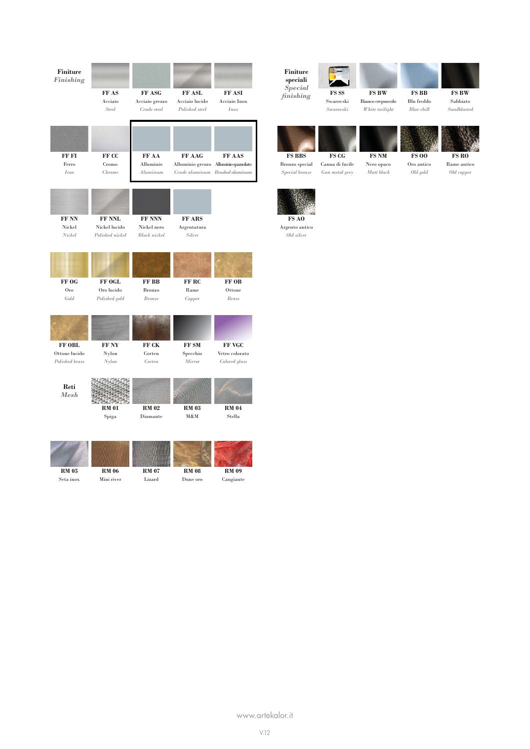**Finiture**
*Finishing*

| Code | Italiano | English |
|---|---|---|
| FF AS | Acciaio | *Steel* |
| FF ASG | Acciaio grezzo | *Crude steel* |
| FF ASL | Acciaio lucido | *Polished steel* |
| FF ASI | Acciaio Inox | *Inox* |
| FF FI | Ferro | *Iron* |
| FF CC | Cromo | *Chrome* |
| FF AA | Alluminio | *Aluminum* |
| FF AAG | Alluminio grezzo | *Crude aluminum* |
| FF AAS | Alluminio spazzolato | *Brushed aluminum* |
| FF NN | Nickel | *Nickel* |
| FF NNL | Nickel lucido | *Polished nickel* |
| FF NNN | Nickel nero | *Black nickel* |
| FF ARS | Argentatura | *Silver* |
| FF OG | Oro | *Gold* |
| FF OGL | Oro lucido | *Polished gold* |
| FF BB | Bronzo | *Bronze* |
| FF RC | Rame | *Copper* |
| FF OB | Ottone | *Brass* |
| FF OBL | Ottone lucido | *Polished brass* |
| FF NY | Nylon | *Nylon* |
| FF CK | Corten | *Corten* |
| FF SM | Specchio | *Mirror* |
| FF VGC | Vetro colorato | *Colored glass* |

**Reti**
*Mesh*

| Code | Nome |
|---|---|
| RM 01 | Spiga |
| RM 02 | Diamante |
| RM 03 | M&M |
| RM 04 | Stella |
| RM 05 | Seta inox |
| RM 06 | Mini river |
| RM 07 | Lizard |
| RM 08 | Dune oro |
| RM 09 | Cangiante |

**Finiture speciali**
*Special finishing*

| Code | Italiano | English |
|---|---|---|
| FS SS | Swarovski | *Swarovski* |
| FS BW | Bianco crepuscolo | *White twilight* |
| FS BB | Blu freddo | *Blue chill* |
| FS BW | Sabbiato | *Sandblasted* |
| FS BBS | Bronzo special | *Special bronze* |
| FS CG | Canna di fucile | *Gun metal grey* |
| FS NM | Nero opaco | *Matt black* |
| FS OO | Oro antico | *Old gold* |
| FS RO | Rame antico | *Old copper* |
| FS AO | Argento antico | *Old silver* |

www.artekalor.it